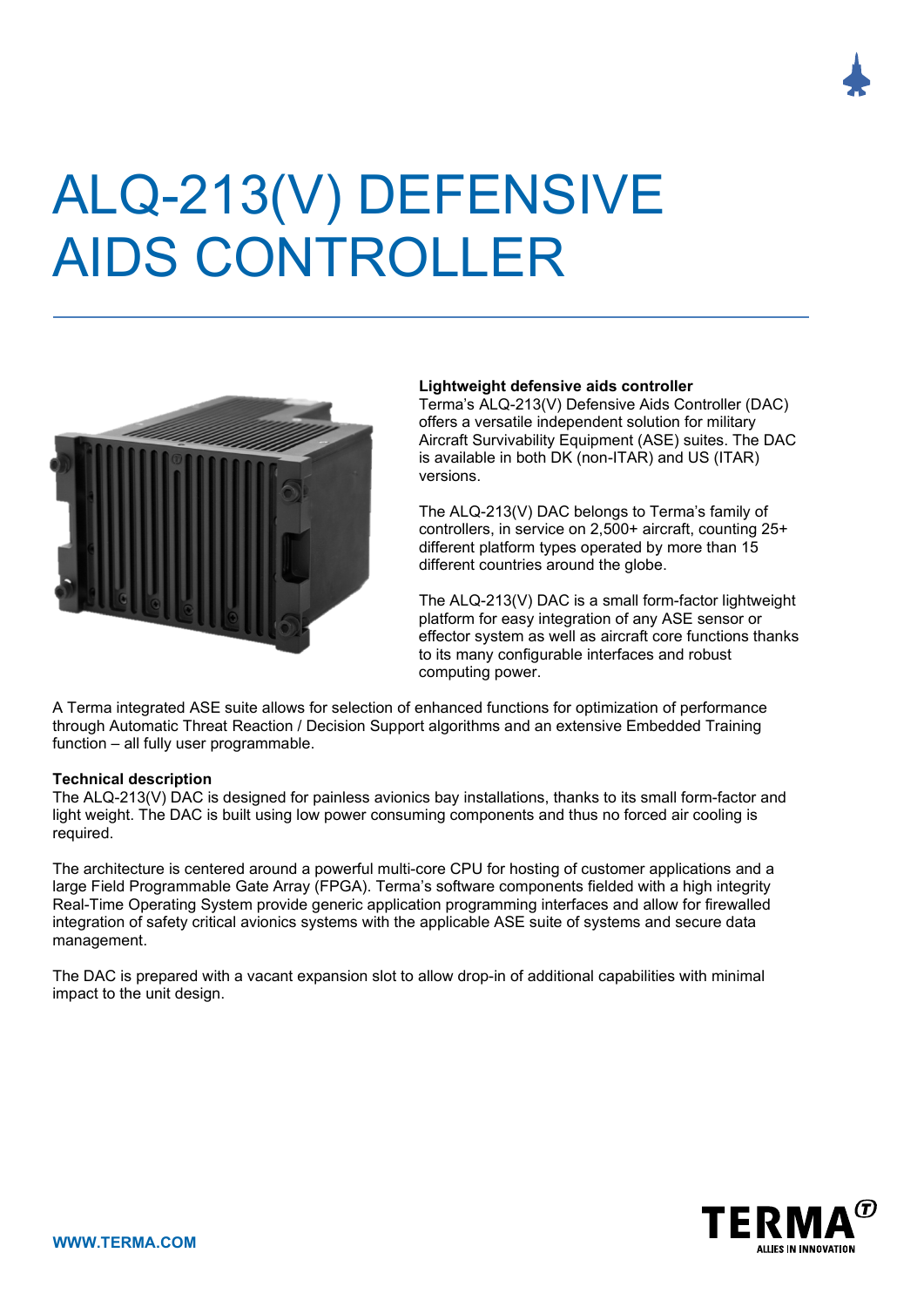# ALQ-213(V) DEFENSIVE AIDS CONTROLLER

**Lightweight defensive aids controller**

Terma's ALQ-213(V) Defensive Aids Controller (DAC) offers a versatile independent solution for military Aircraft Survivability Equipment (ASE) suites. The DAC is available in both DK (non-ITAR) and US (ITAR) versions.

The ALQ-213(V) DAC belongs to Terma's family of controllers, in service on 2,500+ aircraft, counting 25+ different platform types operated by more than 15 different countries around the globe.

The ALQ-213(V) DAC is a small form-factor lightweight platform for easy integration of any ASE sensor or effector system as well as aircraft core functions thanks to its many configurable interfaces and robust computing power.

A Terma integrated ASE suite allows for selection of enhanced functions for optimization of performance through Automatic Threat Reaction / Decision Support algorithms and an extensive Embedded Training function – all fully user programmable.

**Technical description**

The ALQ-213(V) DAC is designed for painless avionics bay installations, thanks to its small form-factor and light weight. The DAC is built using low power consuming components and thus no forced air cooling is required.

The architecture is centered around a powerful multi-core CPU for hosting of customer applications and a large Field Programmable Gate Array (FPGA). Terma's software components fielded with a high integrity Real-Time Operating System provide generic application programming interfaces and allow for firewalled integration of safety critical avionics systems with the applicable ASE suite of systems and secure data management.

The DAC is prepared with a vacant expansion slot to allow drop-in of additional capabilities with minimal impact to the unit design.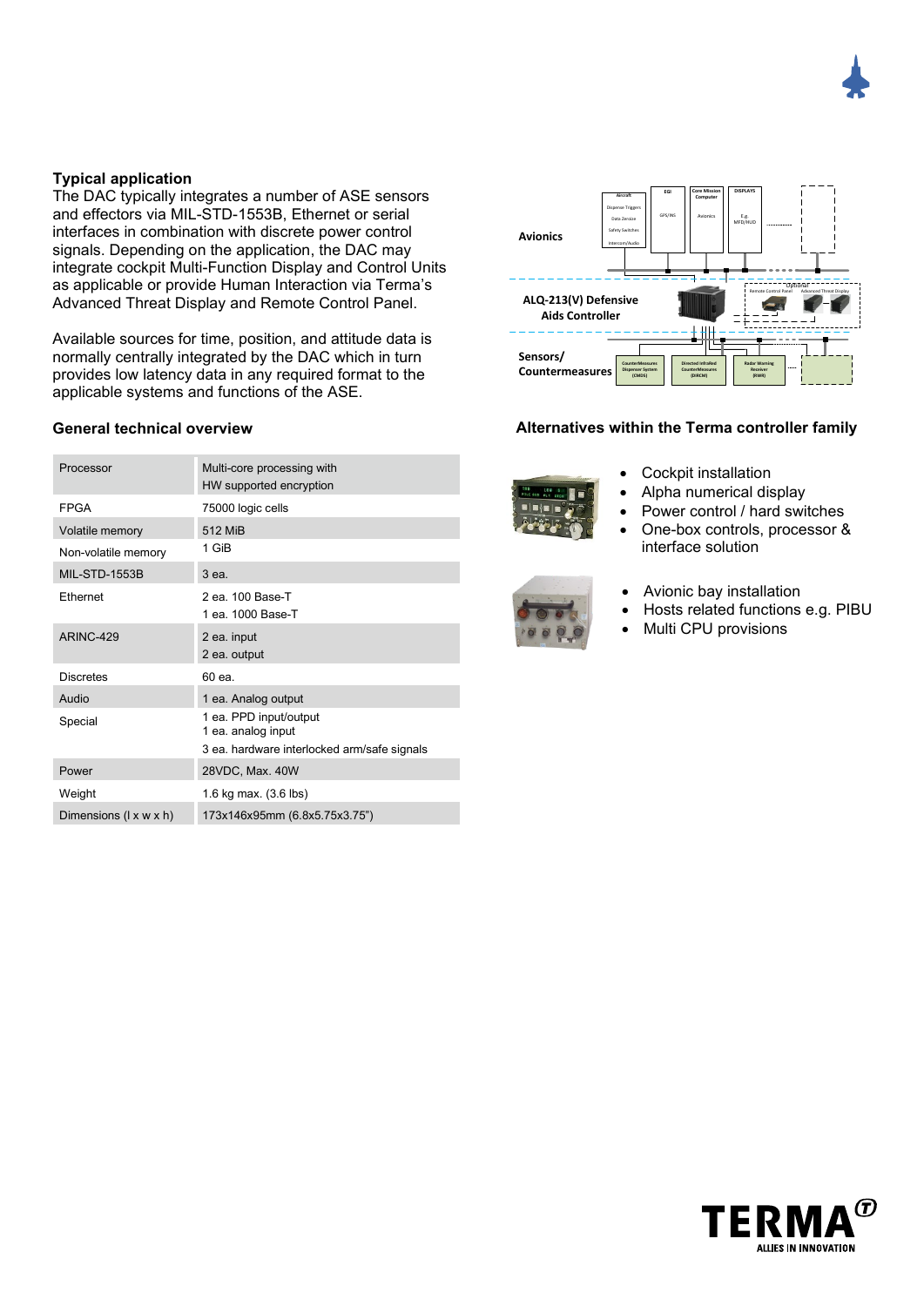## Typical application

The DAC typically integrates a number of ASE sensors and effectors via MIL-STD-1553B, Ethernet or serial interfaces in combination with discrete power control signals. Depending on the application, the DAC may integrate cockpit Multi-Function Display and Control Units as applicable or provide Human Interaction via Terma's Advanced Threat Display and Remote Control Panel.

Available sources for time, position, and attitude data is normally centrally integrated by the DAC which in turn provides low latency data in any required format to the applicable systems and functions of the ASE.

Avionics

ALQ-213(V) Defensive Aids Controller

Sensors/ Countermeasures

## General technical overview

| | |
|---|---|
| Processor | Multi-core processing with HW supported encryption |
| FPGA | 75000 logic cells |
| Volatile memory | 512 MiB |
| Non-volatile memory | 1 GiB |
| MIL-STD-1553B | 3 ea. |
| Ethernet | 2 ea. 100 Base-T<br>1 ea. 1000 Base-T |
| ARINC-429 | 2 ea. input<br>2 ea. output |
| Discretes | 60 ea. |
| Audio | 1 ea. Analog output |
| Special | 1 ea. PPD input/output<br>1 ea. analog input<br>3 ea. hardware interlocked arm/safe signals |
| Power | 28VDC, Max. 40W |
| Weight | 1.6 kg max. (3.6 lbs) |
| Dimensions (l x w x h) | 173x146x95mm (6.8x5.75x3.75") |

## Alternatives within the Terma controller family

- Cockpit installation
- Alpha numerical display
- Power control / hard switches
- One-box controls, processor & interface solution

- Avionic bay installation
- Hosts related functions e.g. PIBU
- Multi CPU provisions